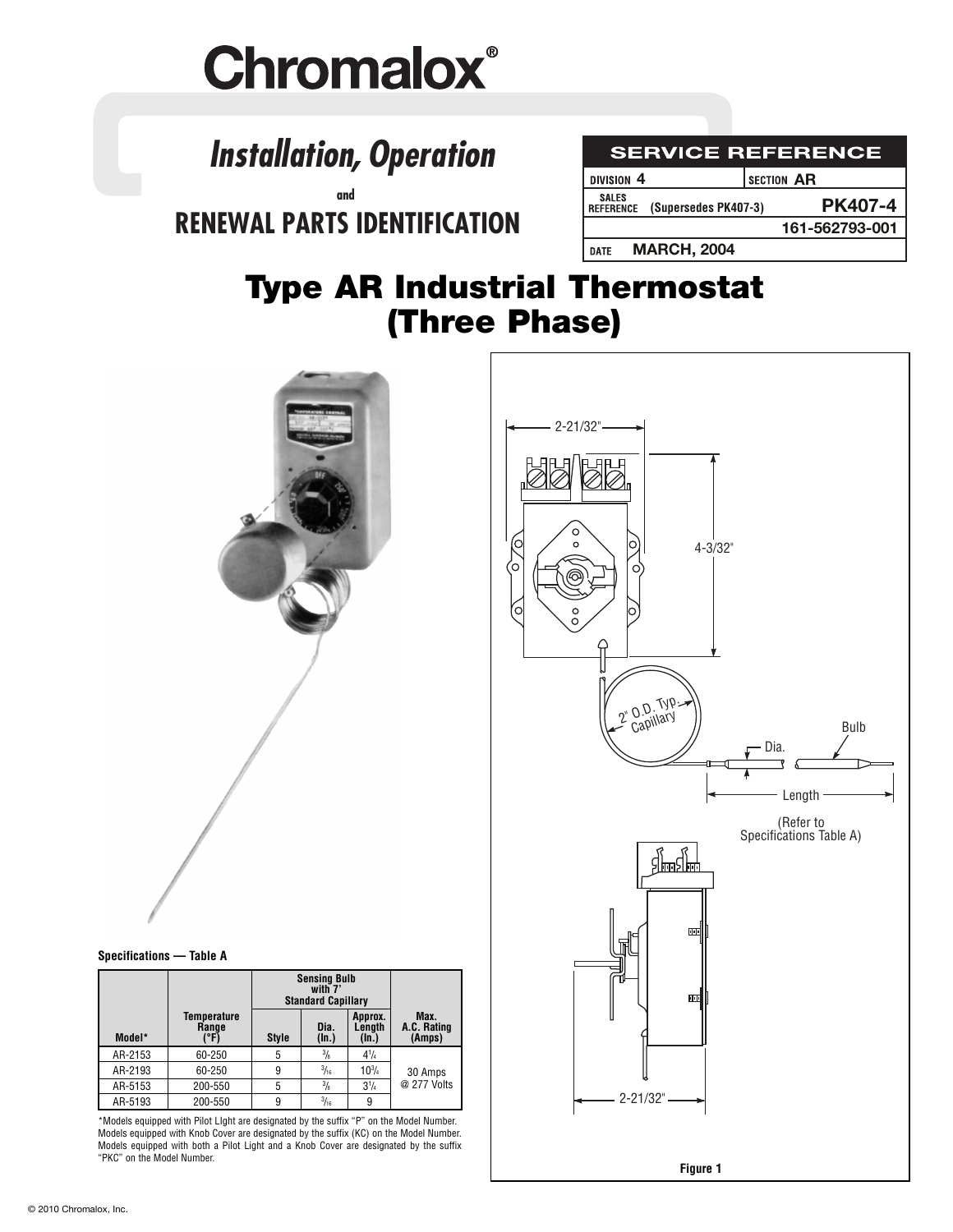# Chromalox®

## *Installation, Operation* and RENEWAL PARTS IDENTIFICATION

| SERVICE REFERENCE | |
|---|---|
| DIVISION 4 | SECTION AR |
| SALES REFERENCE (Supersedes PK407-3) | PK407-4 |
| | 161-562793-001 |
| DATE MARCH, 2004 | |

# Type AR Industrial Thermostat (Three Phase)

2-21/32"

4-3/32"

2" O.D. Typ. Capillary

Dia.

Bulb

Length

(Refer to Specifications Table A)

2-21/32"

Figure 1

**Specifications — Table A**

| Model* | Temperature Range (°F) | Sensing Bulb with 7' Standard Capillary | | | Max. A.C. Rating (Amps) |
|---|---|---|---|---|---|
| | | Style | Dia. (In.) | Approx. Length (In.) | |
| AR-2153 | 60-250 | 5 | 3/8 | 4 1/4 | 30 Amps @ 277 Volts |
| AR-2193 | 60-250 | 9 | 3/16 | 10 3/4 | |
| AR-5153 | 200-550 | 5 | 3/8 | 3 1/4 | |
| AR-5193 | 200-550 | 9 | 3/16 | 9 | |

*Models equipped with Pilot LIght are designated by the suffix "P" on the Model Number. Models equipped with Knob Cover are designated by the suffix (KC) on the Model Number. Models equipped with both a Pilot Light and a Knob Cover are designated by the suffix "PKC" on the Model Number.

© 2010 Chromalox, Inc.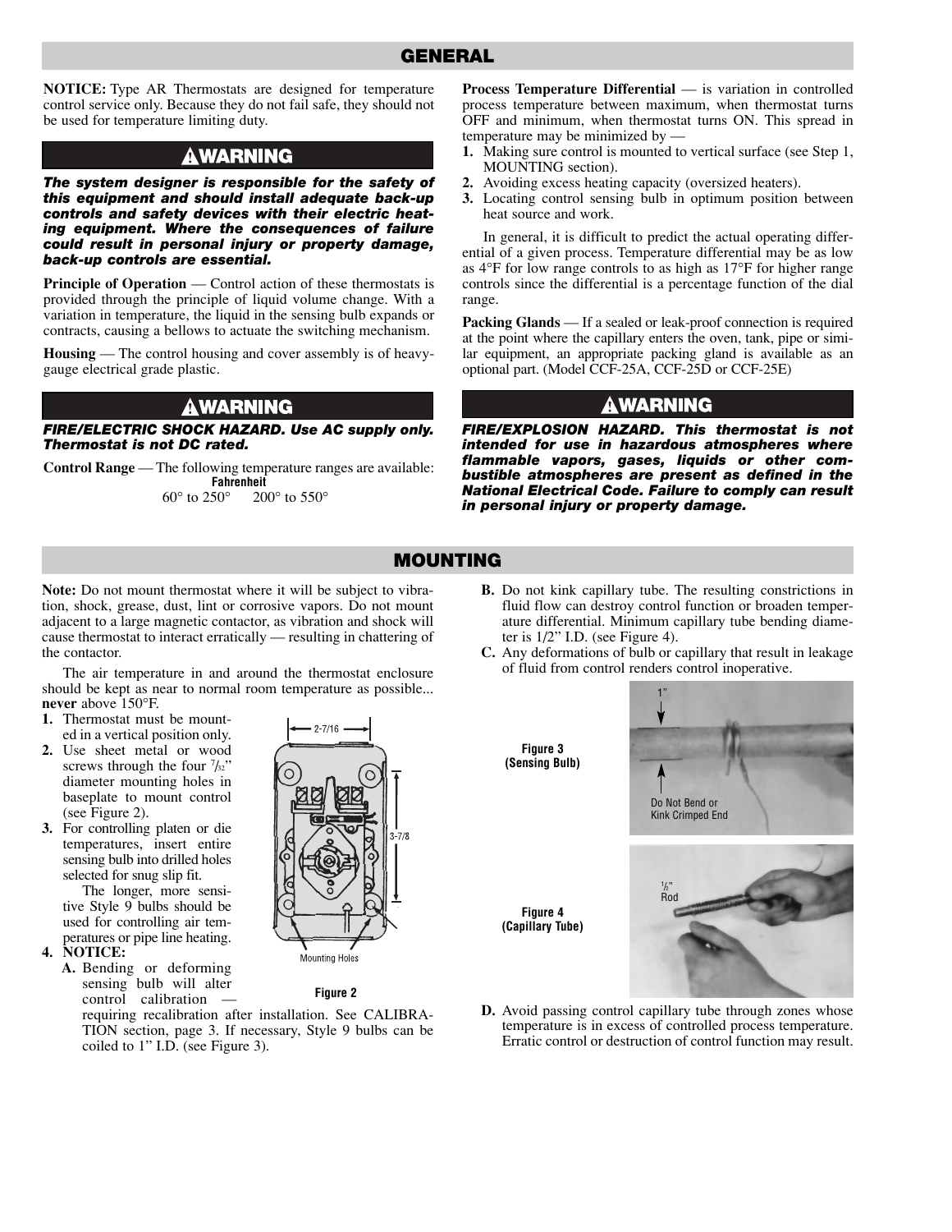## GENERAL

**NOTICE:** Type AR Thermostats are designed for temperature control service only. Because they do not fail safe, they should not be used for temperature limiting duty.

### ⚠WARNING

***The system designer is responsible for the safety of this equipment and should install adequate back-up controls and safety devices with their electric heating equipment. Where the consequences of failure could result in personal injury or property damage, back-up controls are essential.***

**Principle of Operation** — Control action of these thermostats is provided through the principle of liquid volume change. With a variation in temperature, the liquid in the sensing bulb expands or contracts, causing a bellows to actuate the switching mechanism.

**Housing** — The control housing and cover assembly is of heavy-gauge electrical grade plastic.

### ⚠WARNING

***FIRE/ELECTRIC SHOCK HAZARD. Use AC supply only. Thermostat is not DC rated.***

**Control Range** — The following temperature ranges are available:

| Fahrenheit | |
|---|---|
| 60° to 250° | 200° to 550° |

**Process Temperature Differential** — is variation in controlled process temperature between maximum, when thermostat turns OFF and minimum, when thermostat turns ON. This spread in temperature may be minimized by —

1. Making sure control is mounted to vertical surface (see Step 1, MOUNTING section).
2. Avoiding excess heating capacity (oversized heaters).
3. Locating control sensing bulb in optimum position between heat source and work.

In general, it is difficult to predict the actual operating differential of a given process. Temperature differential may be as low as 4°F for low range controls to as high as 17°F for higher range controls since the differential is a percentage function of the dial range.

**Packing Glands** — If a sealed or leak-proof connection is required at the point where the capillary enters the oven, tank, pipe or similar equipment, an appropriate packing gland is available as an optional part. (Model CCF-25A, CCF-25D or CCF-25E)

### ⚠WARNING

***FIRE/EXPLOSION HAZARD. This thermostat is not intended for use in hazardous atmospheres where flammable vapors, gases, liquids or other combustible atmospheres are present as defined in the National Electrical Code. Failure to comply can result in personal injury or property damage.***

## MOUNTING

**Note:** Do not mount thermostat where it will be subject to vibration, shock, grease, dust, lint or corrosive vapors. Do not mount adjacent to a large magnetic contactor, as vibration and shock will cause thermostat to interact erratically — resulting in chattering of the contactor.

The air temperature in and around the thermostat enclosure should be kept as near to normal room temperature as possible... **never** above 150°F.

1. Thermostat must be mounted in a vertical position only.
2. Use sheet metal or wood screws through the four 7/32" diameter mounting holes in baseplate to mount control (see Figure 2).
3. For controlling platen or die temperatures, insert entire sensing bulb into drilled holes selected for snug slip fit.

   The longer, more sensitive Style 9 bulbs should be used for controlling air temperatures or pipe line heating.
4. **NOTICE:**
   - **A.** Bending or deforming sensing bulb will alter control calibration — requiring recalibration after installation. See CALIBRATION section, page 3. If necessary, Style 9 bulbs can be coiled to 1" I.D. (see Figure 3).
   - **B.** Do not kink capillary tube. The resulting constrictions in fluid flow can destroy control function or broaden temperature differential. Minimum capillary tube bending diameter is 1/2" I.D. (see Figure 4).
   - **C.** Any deformations of bulb or capillary that result in leakage of fluid from control renders control inoperative.
   - **D.** Avoid passing control capillary tube through zones whose temperature is in excess of controlled process temperature. Erratic control or destruction of control function may result.

2-7/16 — 3-7/8 — Mounting Holes

**Figure 2**

1" — Do Not Bend or Kink Crimped End

**Figure 3 (Sensing Bulb)**

1/2" Rod

**Figure 4 (Capillary Tube)**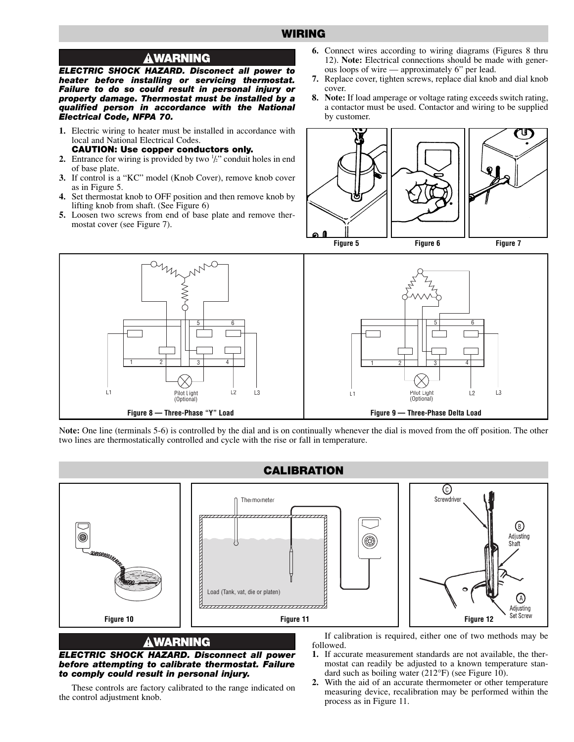## WIRING

### ⚠WARNING

***ELECTRIC SHOCK HAZARD. Disconect all power to heater before installing or servicing thermostat. Failure to do so could result in personal injury or property damage. Thermostat must be installed by a qualified person in accordance with the National Electrical Code, NFPA 70.***

1. Electric wiring to heater must be installed in accordance with local and National Electrical Codes.
   **CAUTION: Use copper conductors only.**
2. Entrance for wiring is provided by two 1/2" conduit holes in end of base plate.
3. If control is a "KC" model (Knob Cover), remove knob cover as in Figure 5.
4. Set thermostat knob to OFF position and then remove knob by lifting knob from shaft. (See Figure 6)
5. Loosen two screws from end of base plate and remove thermostat cover (see Figure 7).
6. Connect wires according to wiring diagrams (Figures 8 thru 12). **Note:** Electrical connections should be made with generous loops of wire — approximately 6" per lead.
7. Replace cover, tighten screws, replace dial knob and dial knob cover.
8. **Note:** If load amperage or voltage rating exceeds switch rating, a contactor must be used. Contactor and wiring to be supplied by customer.

Figure 5 Figure 6 Figure 7

Figure 8 — Three-Phase "Y" Load

Figure 9 — Three-Phase Delta Load

**Note:** One line (terminals 5-6) is controlled by the dial and is on continually whenever the dial is moved from the off position. The other two lines are thermostatically controlled and cycle with the rise or fall in temperature.

## CALIBRATION

Figure 10

Figure 11

Figure 12

### ⚠WARNING

***ELECTRIC SHOCK HAZARD. Disconnect all power before attempting to calibrate thermostat. Failure to comply could result in personal injury.***

These controls are factory calibrated to the range indicated on the control adjustment knob.

If calibration is required, either one of two methods may be followed.

1. If accurate measurement standards are not available, the thermostat can readily be adjusted to a known temperature standard such as boiling water (212°F) (see Figure 10).
2. With the aid of an accurate thermometer or other temperature measuring device, recalibration may be performed within the process as in Figure 11.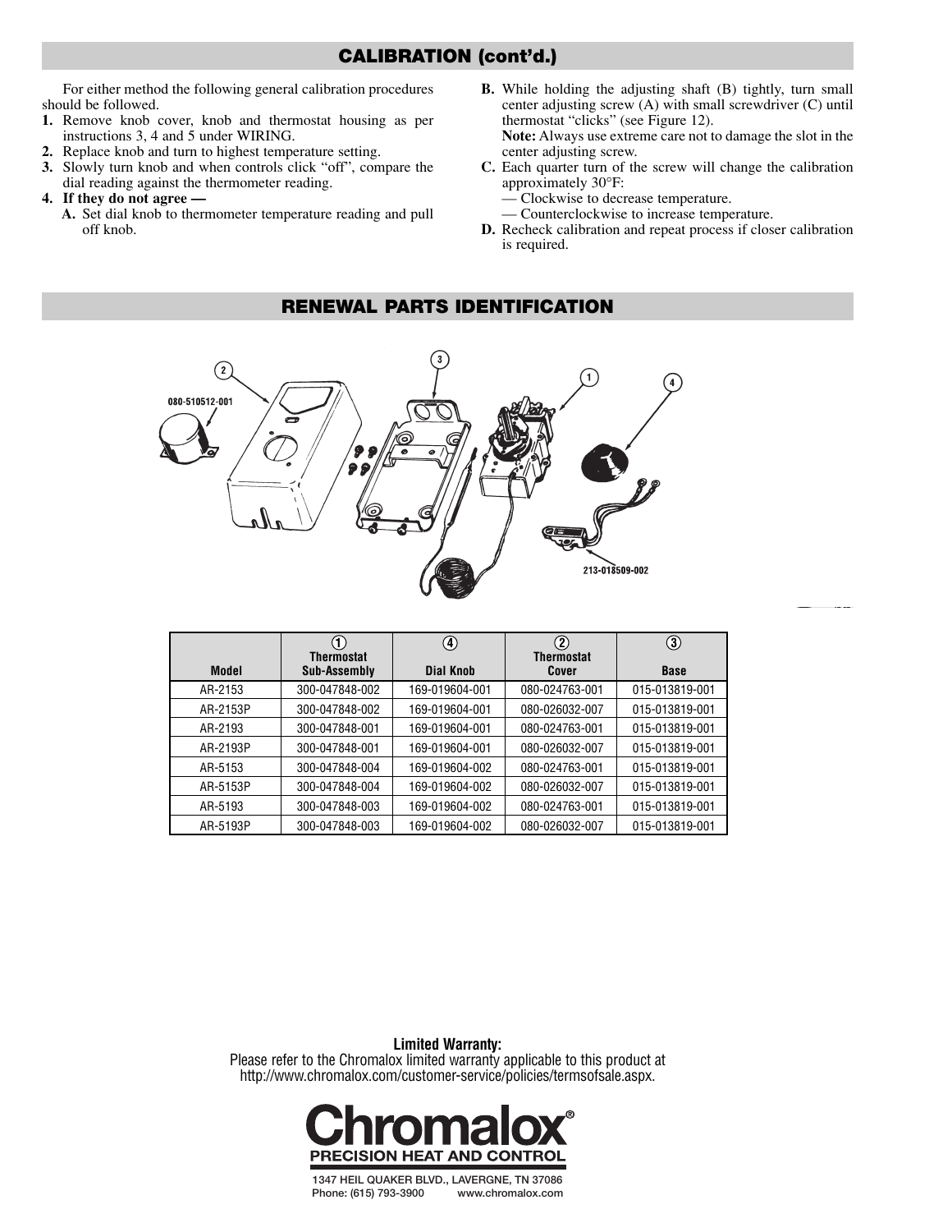## CALIBRATION (cont'd.)

For either method the following general calibration procedures should be followed.

1. Remove knob cover, knob and thermostat housing as per instructions 3, 4 and 5 under WIRING.
2. Replace knob and turn to highest temperature setting.
3. Slowly turn knob and when controls click "off", compare the dial reading against the thermometer reading.
4. **If they do not agree —**
   - **A.** Set dial knob to thermometer temperature reading and pull off knob.
   - **B.** While holding the adjusting shaft (B) tightly, turn small center adjusting screw (A) with small screwdriver (C) until thermostat "clicks" (see Figure 12).
     **Note:** Always use extreme care not to damage the slot in the center adjusting screw.
   - **C.** Each quarter turn of the screw will change the calibration approximately 30°F:
     — Clockwise to decrease temperature.
     — Counterclockwise to increase temperature.
   - **D.** Recheck calibration and repeat process if closer calibration is required.

## RENEWAL PARTS IDENTIFICATION

2
3
1
4
080-510512-001
213-018509-002

| Model | ① Thermostat Sub-Assembly | ④ Dial Knob | ② Thermostat Cover | ③ Base |
|---|---|---|---|---|
| AR-2153 | 300-047848-002 | 169-019604-001 | 080-024763-001 | 015-013819-001 |
| AR-2153P | 300-047848-002 | 169-019604-001 | 080-026032-007 | 015-013819-001 |
| AR-2193 | 300-047848-001 | 169-019604-001 | 080-024763-001 | 015-013819-001 |
| AR-2193P | 300-047848-001 | 169-019604-001 | 080-026032-007 | 015-013819-001 |
| AR-5153 | 300-047848-004 | 169-019604-002 | 080-024763-001 | 015-013819-001 |
| AR-5153P | 300-047848-004 | 169-019604-002 | 080-026032-007 | 015-013819-001 |
| AR-5193 | 300-047848-003 | 169-019604-002 | 080-024763-001 | 015-013819-001 |
| AR-5193P | 300-047848-003 | 169-019604-002 | 080-026032-007 | 015-013819-001 |

**Limited Warranty:**
Please refer to the Chromalox limited warranty applicable to this product at http://www.chromalox.com/customer-service/policies/termsofsale.aspx.

**Chromalox®**
**PRECISION HEAT AND CONTROL**

1347 HEIL QUAKER BLVD., LAVERGNE, TN 37086
Phone: (615) 793-3900 www.chromalox.com